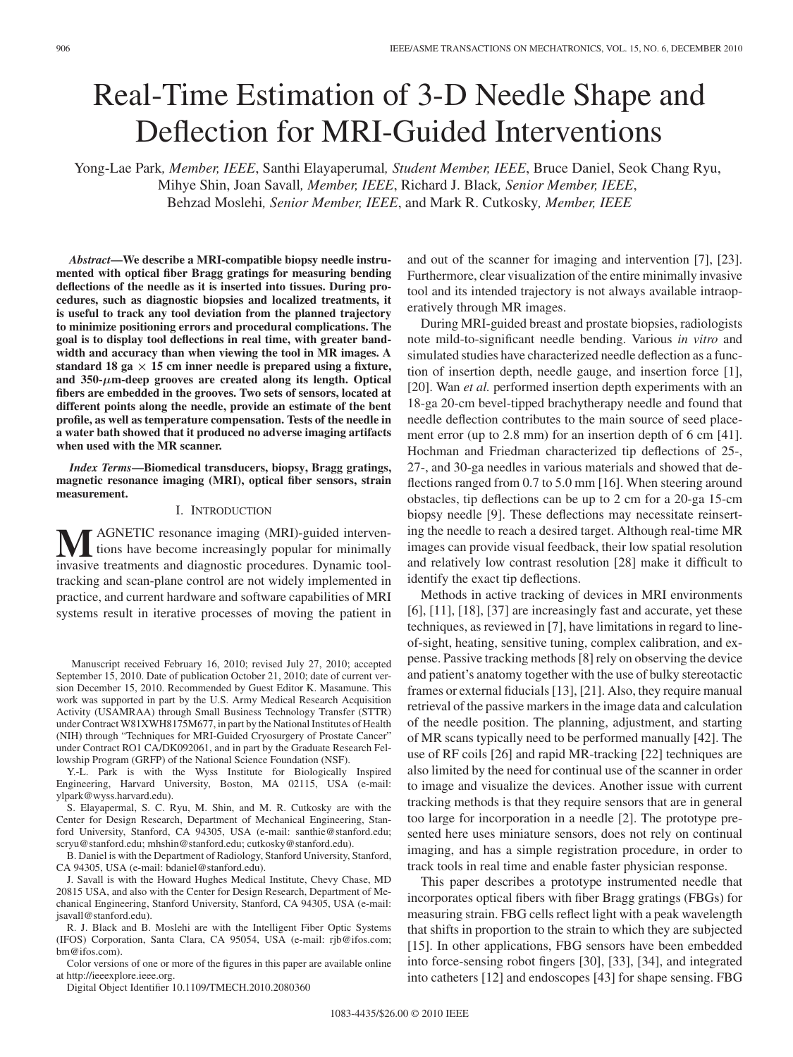# Real-Time Estimation of 3-D Needle Shape and Deflection for MRI-Guided Interventions

Yong-Lae Park, *Member, IEEE*, Santhi Elayaperumal, *Student Member, IEEE*, Bruce Daniel, Seok Chang Ryu, Mihye Shin, Joan Savall, *Member, IEEE*, Richard J. Black, *Senior Member, IEEE*, Behzad Moslehi, *Senior Member, IEEE*, and Mark R. Cutkosky, *Member, IEEE*

***Abstract*—We describe a MRI-compatible biopsy needle instrumented with optical fiber Bragg gratings for measuring bending deflections of the needle as it is inserted into tissues. During procedures, such as diagnostic biopsies and localized treatments, it is useful to track any tool deviation from the planned trajectory to minimize positioning errors and procedural complications. The goal is to display tool deflections in real time, with greater bandwidth and accuracy than when viewing the tool in MR images. A standard 18 ga × 15 cm inner needle is prepared using a fixture, and 350-$\mu$m-deep grooves are created along its length. Optical fibers are embedded in the grooves. Two sets of sensors, located at different points along the needle, provide an estimate of the bent profile, as well as temperature compensation. Tests of the needle in a water bath showed that it produced no adverse imaging artifacts when used with the MR scanner.**

***Index Terms*—Biomedical transducers, biopsy, Bragg gratings, magnetic resonance imaging (MRI), optical fiber sensors, strain measurement.**

## I. Introduction

Magnetic resonance imaging (MRI)-guided interventions have become increasingly popular for minimally invasive treatments and diagnostic procedures. Dynamic tool-tracking and scan-plane control are not widely implemented in practice, and current hardware and software capabilities of MRI systems result in iterative processes of moving the patient in and out of the scanner for imaging and intervention [7], [23]. Furthermore, clear visualization of the entire minimally invasive tool and its intended trajectory is not always available intraoperatively through MR images.

During MRI-guided breast and prostate biopsies, radiologists note mild-to-significant needle bending. Various *in vitro* and simulated studies have characterized needle deflection as a function of insertion depth, needle gauge, and insertion force [1], [20]. Wan *et al.* performed insertion depth experiments with an 18-ga 20-cm bevel-tipped brachytherapy needle and found that needle deflection contributes to the main source of seed placement error (up to 2.8 mm) for an insertion depth of 6 cm [41]. Hochman and Friedman characterized tip deflections of 25-, 27-, and 30-ga needles in various materials and showed that deflections ranged from 0.7 to 5.0 mm [16]. When steering around obstacles, tip deflections can be up to 2 cm for a 20-ga 15-cm biopsy needle [9]. These deflections may necessitate reinserting the needle to reach a desired target. Although real-time MR images can provide visual feedback, their low spatial resolution and relatively low contrast resolution [28] make it difficult to identify the exact tip deflections.

Methods in active tracking of devices in MRI environments [6], [11], [18], [37] are increasingly fast and accurate, yet these techniques, as reviewed in [7], have limitations in regard to line-of-sight, heating, sensitive tuning, complex calibration, and expense. Passive tracking methods [8] rely on observing the device and patient's anatomy together with the use of bulky stereotactic frames or external fiducials [13], [21]. Also, they require manual retrieval of the passive markers in the image data and calculation of the needle position. The planning, adjustment, and starting of MR scans typically need to be performed manually [42]. The use of RF coils [26] and rapid MR-tracking [22] techniques are also limited by the need for continual use of the scanner in order to image and visualize the devices. Another issue with current tracking methods is that they require sensors that are in general too large for incorporation in a needle [2]. The prototype presented here uses miniature sensors, does not rely on continual imaging, and has a simple registration procedure, in order to track tools in real time and enable faster physician response.

This paper describes a prototype instrumented needle that incorporates optical fibers with fiber Bragg gratings (FBGs) for measuring strain. FBG cells reflect light with a peak wavelength that shifts in proportion to the strain to which they are subjected [15]. In other applications, FBG sensors have been embedded into force-sensing robot fingers [30], [33], [34], and integrated into catheters [12] and endoscopes [43] for shape sensing. FBG

Manuscript received February 16, 2010; revised July 27, 2010; accepted September 15, 2010. Date of publication October 21, 2010; date of current version December 15, 2010. Recommended by Guest Editor K. Masamune. This work was supported in part by the U.S. Army Medical Research Acquisition Activity (USAMRAA) through Small Business Technology Transfer (STTR) under Contract W81XWH8175M677, in part by the National Institutes of Health (NIH) through "Techniques for MRI-Guided Cryosurgery of Prostate Cancer" under Contract RO1 CA/DK092061, and in part by the Graduate Research Fellowship Program (GRFP) of the National Science Foundation (NSF).

Y.-L. Park is with the Wyss Institute for Biologically Inspired Engineering, Harvard University, Boston, MA 02115, USA (e-mail: ylpark@wyss.harvard.edu).

S. Elayapermal, S. C. Ryu, M. Shin, and M. R. Cutkosky are with the Center for Design Research, Department of Mechanical Engineering, Stanford University, Stanford, CA 94305, USA (e-mail: santhie@stanford.edu; scryu@stanford.edu; mhshin@stanford.edu; cutkosky@stanford.edu).

B. Daniel is with the Department of Radiology, Stanford University, Stanford, CA 94305, USA (e-mail: bdaniel@stanford.edu).

J. Savall is with the Howard Hughes Medical Institute, Chevy Chase, MD 20815 USA, and also with the Center for Design Research, Department of Mechanical Engineering, Stanford University, Stanford, CA 94305, USA (e-mail: jsavall@stanford.edu).

R. J. Black and B. Moslehi are with the Intelligent Fiber Optic Systems (IFOS) Corporation, Santa Clara, CA 95054, USA (e-mail: rjb@ifos.com; bm@ifos.com).

Color versions of one or more of the figures in this paper are available online at http://ieeexplore.ieee.org.

Digital Object Identifier 10.1109/TMECH.2010.2080360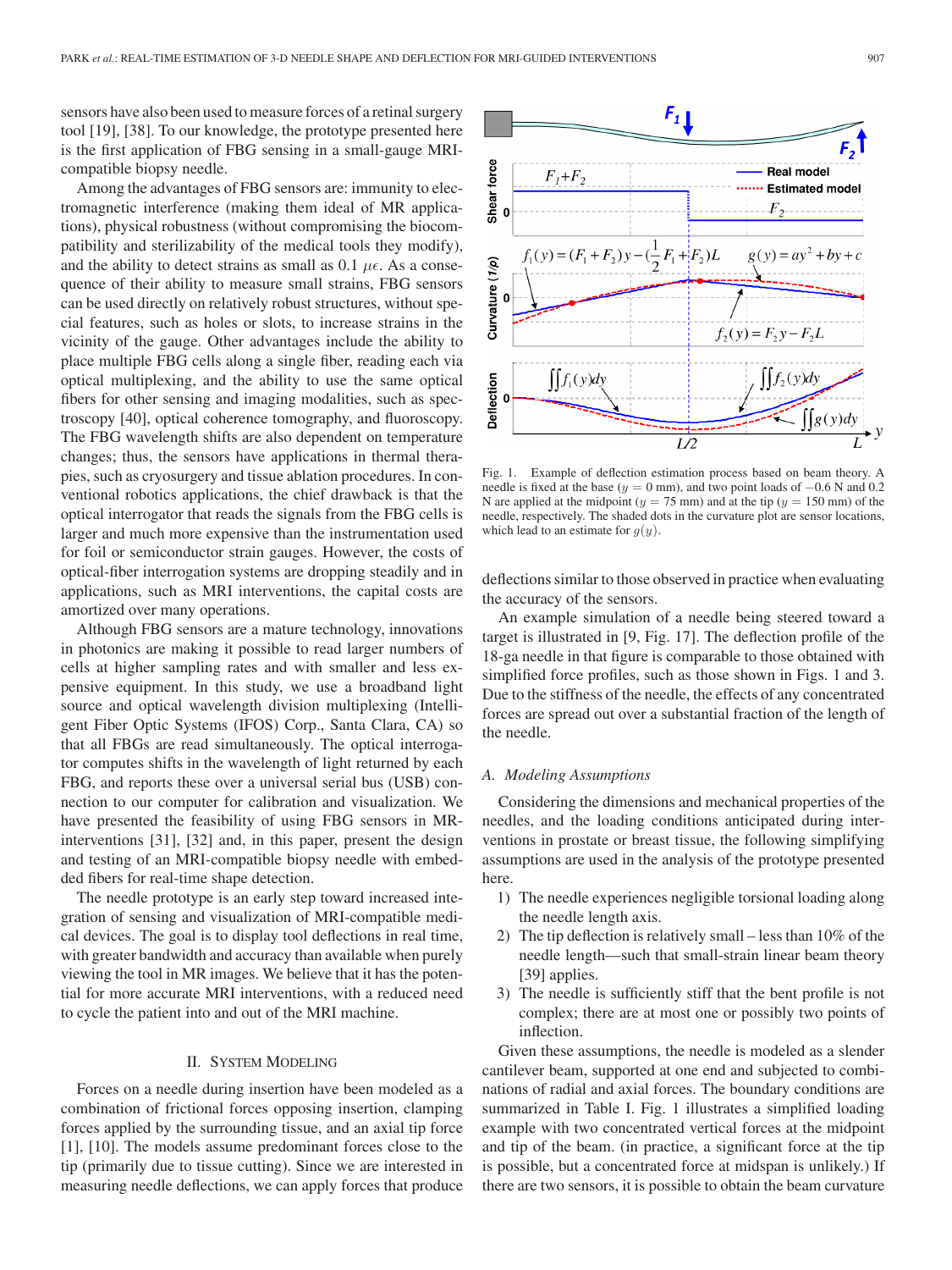sensors have also been used to measure forces of a retinal surgery tool [19], [38]. To our knowledge, the prototype presented here is the first application of FBG sensing in a small-gauge MRI-compatible biopsy needle.

Among the advantages of FBG sensors are: immunity to electromagnetic interference (making them ideal of MR applications), physical robustness (without compromising the biocompatibility and sterilizability of the medical tools they modify), and the ability to detect strains as small as 0.1 $\mu\epsilon$. As a consequence of their ability to measure small strains, FBG sensors can be used directly on relatively robust structures, without special features, such as holes or slots, to increase strains in the vicinity of the gauge. Other advantages include the ability to place multiple FBG cells along a single fiber, reading each via optical multiplexing, and the ability to use the same optical fibers for other sensing and imaging modalities, such as spectroscopy [40], optical coherence tomography, and fluoroscopy. The FBG wavelength shifts are also dependent on temperature changes; thus, the sensors have applications in thermal therapies, such as cryosurgery and tissue ablation procedures. In conventional robotics applications, the chief drawback is that the optical interrogator that reads the signals from the FBG cells is larger and much more expensive than the instrumentation used for foil or semiconductor strain gauges. However, the costs of optical-fiber interrogation systems are dropping steadily and in applications, such as MRI interventions, the capital costs are amortized over many operations.

Although FBG sensors are a mature technology, innovations in photonics are making it possible to read larger numbers of cells at higher sampling rates and with smaller and less expensive equipment. In this study, we use a broadband light source and optical wavelength division multiplexing (Intelligent Fiber Optic Systems (IFOS) Corp., Santa Clara, CA) so that all FBGs are read simultaneously. The optical interrogator computes shifts in the wavelength of light returned by each FBG, and reports these over a universal serial bus (USB) connection to our computer for calibration and visualization. We have presented the feasibility of using FBG sensors in MR-interventions [31], [32] and, in this paper, present the design and testing of an MRI-compatible biopsy needle with embedded fibers for real-time shape detection.

The needle prototype is an early step toward increased integration of sensing and visualization of MRI-compatible medical devices. The goal is to display tool deflections in real time, with greater bandwidth and accuracy than available when purely viewing the tool in MR images. We believe that it has the potential for more accurate MRI interventions, with a reduced need to cycle the patient into and out of the MRI machine.

## II. System Modeling

Forces on a needle during insertion have been modeled as a combination of frictional forces opposing insertion, clamping forces applied by the surrounding tissue, and an axial tip force [1], [10]. The models assume predominant forces close to the tip (primarily due to tissue cutting). Since we are interested in measuring needle deflections, we can apply forces that produce deflections similar to those observed in practice when evaluating the accuracy of the sensors.

$F_1$
$F_2$
Shear force
$F_1+F_2$
Real model
Estimated model
$F_2$
0
Curvature (1/ρ)
$f_1(y)=(F_1+F_2)y-(\frac{1}{2}F_1+F_2)L$
$g(y)=ay^2+by+c$
0
$f_2(y)=F_2y-F_2L$
Deflection
$\iint f_1(y)dy$
$\iint f_2(y)dy$
0
$\iint g(y)dy$
L/2
L
y

Fig. 1. Example of deflection estimation process based on beam theory. A needle is fixed at the base ($y = 0$ mm), and two point loads of $-0.6$ N and 0.2 N are applied at the midpoint ($y = 75$ mm) and at the tip ($y = 150$ mm) of the needle, respectively. The shaded dots in the curvature plot are sensor locations, which lead to an estimate for $g(y)$.

An example simulation of a needle being steered toward a target is illustrated in [9, Fig. 17]. The deflection profile of the 18-ga needle in that figure is comparable to those obtained with simplified force profiles, such as those shown in Figs. 1 and 3. Due to the stiffness of the needle, the effects of any concentrated forces are spread out over a substantial fraction of the length of the needle.

### A. Modeling Assumptions

Considering the dimensions and mechanical properties of the needles, and the loading conditions anticipated during interventions in prostate or breast tissue, the following simplifying assumptions are used in the analysis of the prototype presented here.

1) The needle experiences negligible torsional loading along the needle length axis.
2) The tip deflection is relatively small – less than 10% of the needle length—such that small-strain linear beam theory [39] applies.
3) The needle is sufficiently stiff that the bent profile is not complex; there are at most one or possibly two points of inflection.

Given these assumptions, the needle is modeled as a slender cantilever beam, supported at one end and subjected to combinations of radial and axial forces. The boundary conditions are summarized in Table I. Fig. 1 illustrates a simplified loading example with two concentrated vertical forces at the midpoint and tip of the beam. (in practice, a significant force at the tip is possible, but a concentrated force at midspan is unlikely.) If there are two sensors, it is possible to obtain the beam curvature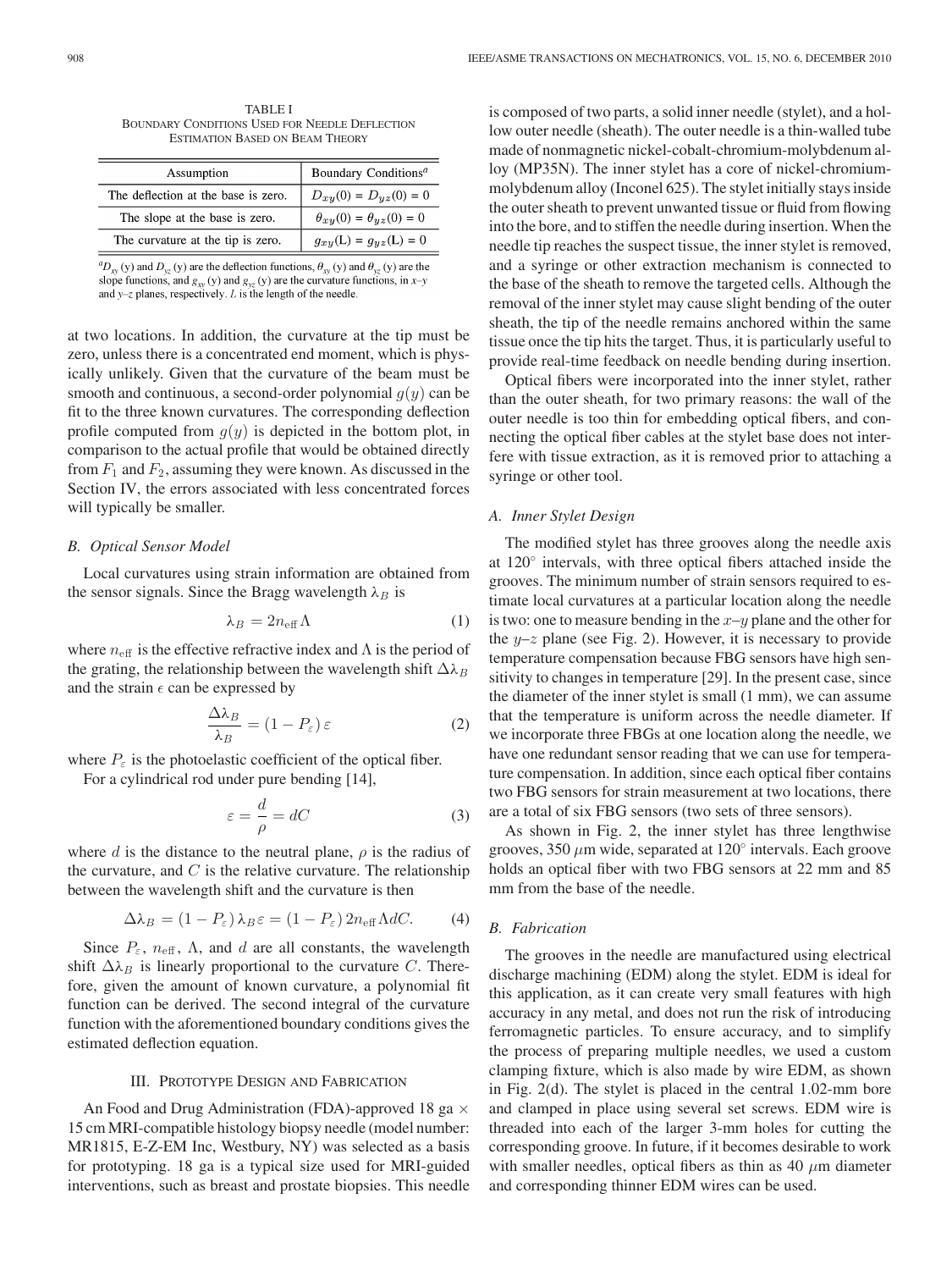TABLE I
BOUNDARY CONDITIONS USED FOR NEEDLE DEFLECTION ESTIMATION BASED ON BEAM THEORY

| Assumption | Boundary Conditions[a] |
|---|---|
| The deflection at the base is zero. | $D_{xy}(0) = D_{yz}(0) = 0$ |
| The slope at the base is zero. | $\theta_{xy}(0) = \theta_{yz}(0) = 0$ |
| The curvature at the tip is zero. | $g_{xy}(\mathrm{L}) = g_{yz}(\mathrm{L}) = 0$ |

[a] $D_{xy}$ (y) and $D_{yz}$ (y) are the deflection functions, $\theta_{xy}$ (y) and $\theta_{yz}$ (y) are the slope functions, and $g_{xy}$ (y) and $g_{yz}$ (y) are the curvature functions, in $x$–$y$ and $y$–$z$ planes, respectively. $L$ is the length of the needle.

at two locations. In addition, the curvature at the tip must be zero, unless there is a concentrated end moment, which is physically unlikely. Given that the curvature of the beam must be smooth and continuous, a second-order polynomial $g(y)$ can be fit to the three known curvatures. The corresponding deflection profile computed from $g(y)$ is depicted in the bottom plot, in comparison to the actual profile that would be obtained directly from $F_1$ and $F_2$, assuming they were known. As discussed in the Section IV, the errors associated with less concentrated forces will typically be smaller.

### B. Optical Sensor Model

Local curvatures using strain information are obtained from the sensor signals. Since the Bragg wavelength $\lambda_B$ is

$$\lambda_B = 2n_{\text{eff}}\Lambda \tag{1}$$

where $n_{\text{eff}}$ is the effective refractive index and $\Lambda$ is the period of the grating, the relationship between the wavelength shift $\Delta\lambda_B$ and the strain $\epsilon$ can be expressed by

$$\frac{\Delta\lambda_B}{\lambda_B} = (1 - P_\varepsilon)\,\varepsilon \tag{2}$$

where $P_\varepsilon$ is the photoelastic coefficient of the optical fiber.

For a cylindrical rod under pure bending [14],

$$\varepsilon = \frac{d}{\rho} = dC \tag{3}$$

where $d$ is the distance to the neutral plane, $\rho$ is the radius of the curvature, and $C$ is the relative curvature. The relationship between the wavelength shift and the curvature is then

$$\Delta\lambda_B = (1 - P_\varepsilon)\,\lambda_B\varepsilon = (1 - P_\varepsilon)\,2n_{\text{eff}}\Lambda dC. \tag{4}$$

Since $P_\varepsilon$, $n_{\text{eff}}$, $\Lambda$, and $d$ are all constants, the wavelength shift $\Delta\lambda_B$ is linearly proportional to the curvature $C$. Therefore, given the amount of known curvature, a polynomial fit function can be derived. The second integral of the curvature function with the aforementioned boundary conditions gives the estimated deflection equation.

## III. Prototype Design and Fabrication

An Food and Drug Administration (FDA)-approved 18 ga × 15 cm MRI-compatible histology biopsy needle (model number: MR1815, E-Z-EM Inc, Westbury, NY) was selected as a basis for prototyping. 18 ga is a typical size used for MRI-guided interventions, such as breast and prostate biopsies. This needle is composed of two parts, a solid inner needle (stylet), and a hollow outer needle (sheath). The outer needle is a thin-walled tube made of nonmagnetic nickel-cobalt-chromium-molybdenum alloy (MP35N). The inner stylet has a core of nickel-chromium-molybdenum alloy (Inconel 625). The stylet initially stays inside the outer sheath to prevent unwanted tissue or fluid from flowing into the bore, and to stiffen the needle during insertion. When the needle tip reaches the suspect tissue, the inner stylet is removed, and a syringe or other extraction mechanism is connected to the base of the sheath to remove the targeted cells. Although the removal of the inner stylet may cause slight bending of the outer sheath, the tip of the needle remains anchored within the same tissue once the tip hits the target. Thus, it is particularly useful to provide real-time feedback on needle bending during insertion.

Optical fibers were incorporated into the inner stylet, rather than the outer sheath, for two primary reasons: the wall of the outer needle is too thin for embedding optical fibers, and connecting the optical fiber cables at the stylet base does not interfere with tissue extraction, as it is removed prior to attaching a syringe or other tool.

### A. Inner Stylet Design

The modified stylet has three grooves along the needle axis at 120° intervals, with three optical fibers attached inside the grooves. The minimum number of strain sensors required to estimate local curvatures at a particular location along the needle is two: one to measure bending in the $x$–$y$ plane and the other for the $y$–$z$ plane (see Fig. 2). However, it is necessary to provide temperature compensation because FBG sensors have high sensitivity to changes in temperature [29]. In the present case, since the diameter of the inner stylet is small (1 mm), we can assume that the temperature is uniform across the needle diameter. If we incorporate three FBGs at one location along the needle, we have one redundant sensor reading that we can use for temperature compensation. In addition, since each optical fiber contains two FBG sensors for strain measurement at two locations, there are a total of six FBG sensors (two sets of three sensors).

As shown in Fig. 2, the inner stylet has three lengthwise grooves, 350 $\mu$m wide, separated at 120° intervals. Each groove holds an optical fiber with two FBG sensors at 22 mm and 85 mm from the base of the needle.

### B. Fabrication

The grooves in the needle are manufactured using electrical discharge machining (EDM) along the stylet. EDM is ideal for this application, as it can create very small features with high accuracy in any metal, and does not run the risk of introducing ferromagnetic particles. To ensure accuracy, and to simplify the process of preparing multiple needles, we use a custom clamping fixture, which is also made by wire EDM, as shown in Fig. 2(d). The stylet is placed in the central 1.02-mm bore and clamped in place using several set screws. EDM wire is threaded into each of the larger 3-mm holes for cutting the corresponding groove. In future, if it becomes desirable to work with smaller needles, optical fibers as thin as 40 $\mu$m diameter and corresponding thinner EDM wires can be used.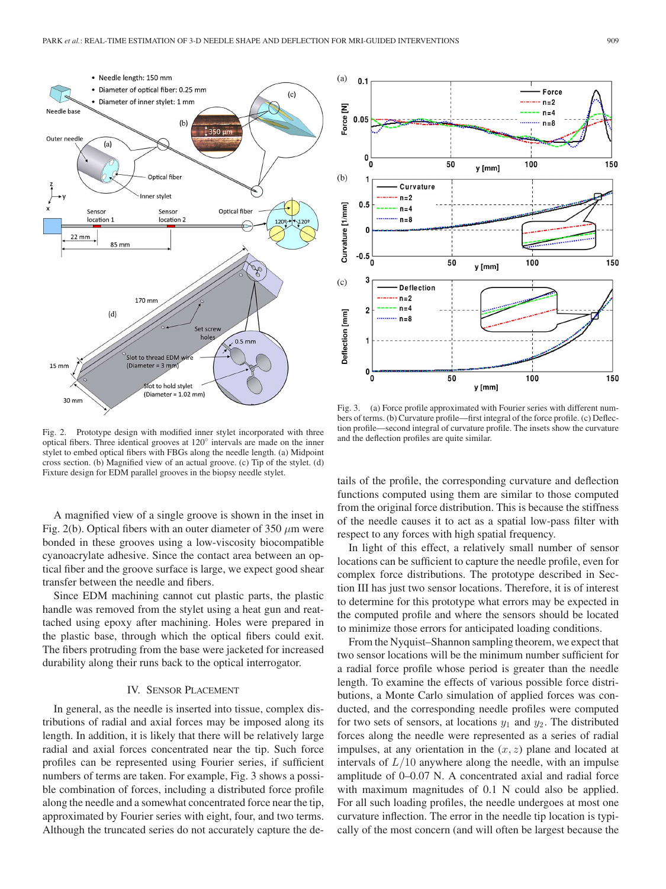• Needle length: 150 mm
• Diameter of optical fiber: 0.25 mm
• Diameter of inner stylet: 1 mm

Needle base
Outer needle
(a)
(b)
(c)
350 μm
Optical fiber
Inner stylet
z
y
x
Sensor location 1
Sensor location 2
Optical fiber
22 mm
85 mm
120°
120°
170 mm
(d)
Set screw holes
0.5 mm
15 mm
Slot to thread EDM wire (Diameter = 3 mm)
Slot to hold stylet (Diameter = 1.02 mm)
30 mm

Fig. 2. Prototype design with modified inner stylet incorporated with three optical fibers. Three identical grooves at 120° intervals are made on the inner stylet to embed optical fibers with FBGs along the needle length. (a) Midpoint cross section. (b) Magnified view of an actual groove. (c) Tip of the stylet. (d) Fixture design for EDM parallel grooves in the biopsy needle stylet.

(a)
Force [N]
0.1
0.05
0
0
50
100
150
y [mm]
Force
n=2
n=4
n=8

(b)
Curvature [1/mm]
1
0.5
0
-0.5
0
50
100
150
y [mm]
Curvature
n=2
n=4
n=8

(c)
Deflection [mm]
3
2
1
0
0
50
100
150
y [mm]
Deflection
n=2
n=4
n=8

Fig. 3. (a) Force profile approximated with Fourier series with different numbers of terms. (b) Curvature profile—first integral of the force profile. (c) Deflection profile—second integral of curvature profile. The insets show the curvature and the deflection profiles are quite similar.

A magnified view of a single groove is shown in the inset in Fig. 2(b). Optical fibers with an outer diameter of 350 $\mu$m were bonded in these grooves using a low-viscosity biocompatible cyanoacrylate adhesive. Since the contact area between an optical fiber and the groove surface is large, we expect good shear transfer between the needle and fibers.

Since EDM machining cannot cut plastic parts, the plastic handle was removed from the stylet using a heat gun and reattached using epoxy after machining. Holes were prepared in the plastic base, through which the optical fibers could exit. The fibers protruding from the base were jacketed for increased durability along their runs back to the optical interrogator.

## IV. Sensor Placement

In general, as the needle is inserted into tissue, complex distributions of radial and axial forces may be imposed along its length. In addition, it is likely that there will be relatively large radial and axial forces concentrated near the tip. Such force profiles can be represented using Fourier series, if sufficient numbers of terms are taken. For example, Fig. 3 shows a possible combination of forces, including a distributed force profile along the needle and a somewhat concentrated force near the tip, approximated by Fourier series with eight, four, and two terms. Although the truncated series do not accurately capture the details of the profile, the corresponding curvature and deflection functions computed using them are similar to those computed from the original force distribution. This is because the stiffness of the needle causes it to act as a spatial low-pass filter with respect to any forces with high spatial frequency.

In light of this effect, a relatively small number of sensor locations can be sufficient to capture the needle profile, even for complex force distributions. The prototype described in Section III has just two sensor locations. Therefore, it is of interest to determine for this prototype what errors may be expected in the computed profile and where the sensors should be located to minimize those errors for anticipated loading conditions.

From the Nyquist–Shannon sampling theorem, we expect that two sensor locations will be the minimum number sufficient for a radial force profile whose period is greater than the needle length. To examine the effects of various possible force distributions, a Monte Carlo simulation of applied forces was conducted, and the corresponding needle profiles were computed for two sets of sensors, at locations $y_1$ and $y_2$. The distributed forces along the needle were represented as a series of radial impulses, at any orientation in the $(x, z)$ plane and located at intervals of $L/10$ anywhere along the needle, with an impulse amplitude of 0–0.07 N. A concentrated axial and radial force with maximum magnitudes of 0.1 N could also be applied. For all such loading profiles, the needle undergoes at most one curvature inflection. The error in the needle tip location is typically of the most concern (and will often be largest because the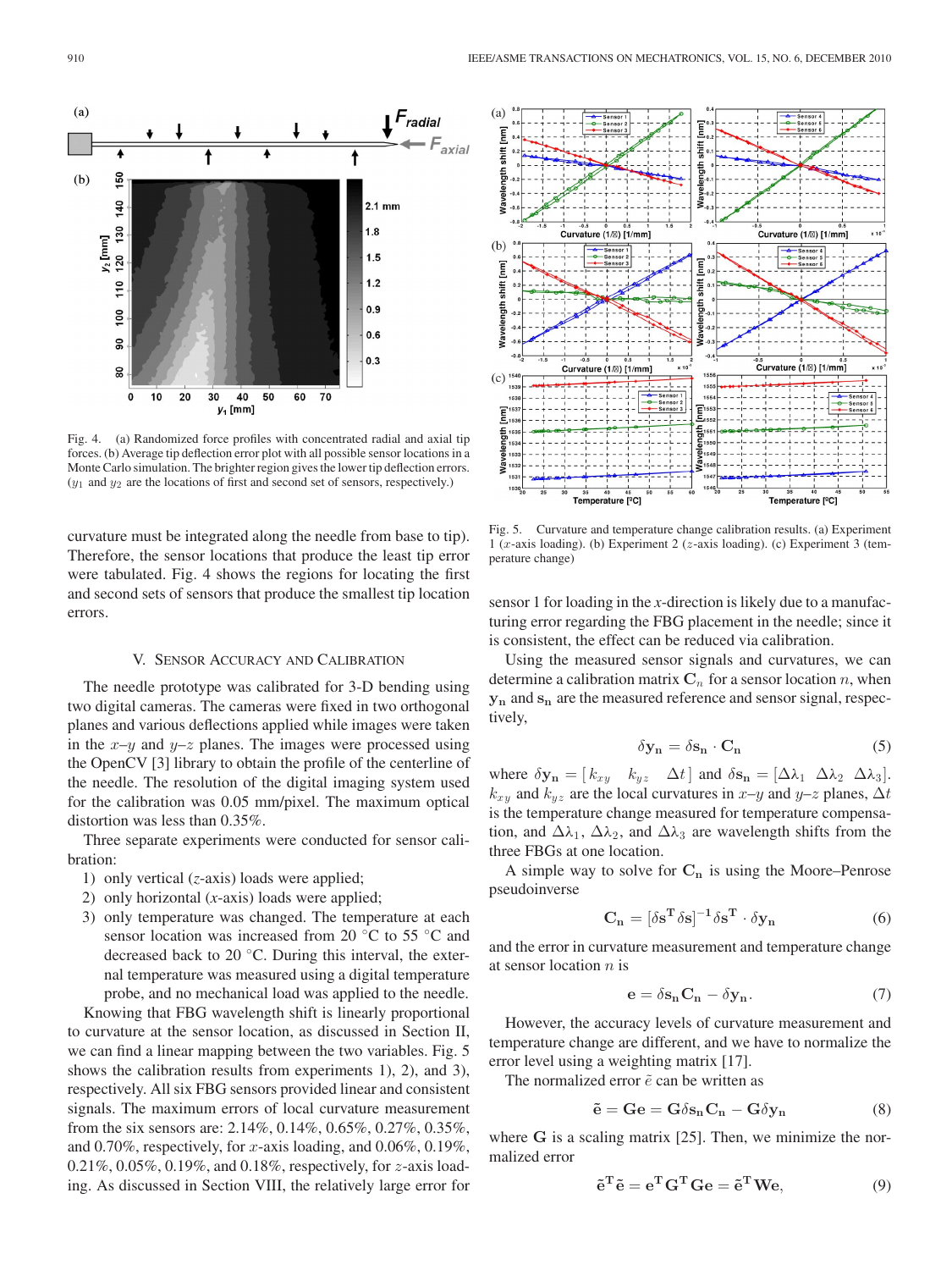Fig. 4. (a) Randomized force profiles with concentrated radial and axial tip forces. (b) Average tip deflection error plot with all possible sensor locations in a Monte Carlo simulation. The brighter region gives the lower tip deflection errors. ($y_1$ and $y_2$ are the locations of first and second set of sensors, respectively.)

Fig. 5. Curvature and temperature change calibration results. (a) Experiment 1 ($x$-axis loading). (b) Experiment 2 ($z$-axis loading). (c) Experiment 3 (temperature change)

curvature must be integrated along the needle from base to tip). Therefore, the sensor locations that produce the least tip error were tabulated. Fig. 4 shows the regions for locating the first and second sets of sensors that produce the smallest tip location errors.

## V. Sensor Accuracy and Calibration

The needle prototype was calibrated for 3-D bending using two digital cameras. The cameras were fixed in two orthogonal planes and various deflections applied while images were taken in the $x$–$y$ and $y$–$z$ planes. The images were processed using the OpenCV [3] library to obtain the profile of the centerline of the needle. The resolution of the digital imaging system used for the calibration was 0.05 mm/pixel. The maximum optical distortion was less than 0.35%.

Three separate experiments were conducted for sensor calibration:

1) only vertical ($z$-axis) loads were applied;
2) only horizontal ($x$-axis) loads were applied;
3) only temperature was changed. The temperature at each sensor location was increased from 20 °C to 55 °C and decreased back to 20 °C. During this interval, the external temperature was measured using a digital temperature probe, and no mechanical load was applied to the needle.

Knowing that FBG wavelength shift is linearly proportional to curvature at the sensor location, as discussed in Section II, we can find a linear mapping between the two variables. Fig. 5 shows the calibration results from experiments 1), 2), and 3), respectively. All six FBG sensors provided linear and consistent signals. The maximum errors of local curvature measurement from the six sensors are: 2.14%, 0.14%, 0.65%, 0.27%, 0.35%, and 0.70%, respectively, for $x$-axis loading, and 0.06%, 0.19%, 0.21%, 0.05%, 0.19%, and 0.18%, respectively, for $z$-axis loading. As discussed in Section VIII, the relatively large error for sensor 1 for loading in the $x$-direction is likely due to a manufacturing error regarding the FBG placement in the needle; since it is consistent, the effect can be reduced via calibration.

Using the measured sensor signals and curvatures, we can determine a calibration matrix $\mathbf{C}_n$ for a sensor location $n$, when $\mathbf{y_n}$ and $\mathbf{s_n}$ are the measured reference and sensor signal, respectively,

$$\delta\mathbf{y_n} = \delta\mathbf{s_n} \cdot \mathbf{C_n} \tag{5}$$

where $\delta\mathbf{y_n} = [\,k_{xy} \quad k_{yz} \quad \Delta t\,]$ and $\delta\mathbf{s_n} = [\Delta\lambda_1 \;\; \Delta\lambda_2 \;\; \Delta\lambda_3]$. $k_{xy}$ and $k_{yz}$ are the local curvatures in $x$–$y$ and $y$–$z$ planes, $\Delta t$ is the temperature change measured for temperature compensation, and $\Delta\lambda_1$, $\Delta\lambda_2$, and $\Delta\lambda_3$ are wavelength shifts from the three FBGs at one location.

A simple way to solve for $\mathbf{C_n}$ is using the Moore–Penrose pseudoinverse

$$\mathbf{C_n} = [\delta\mathbf{s}^{\mathbf{T}}\,\delta\mathbf{s}]^{-1}\delta\mathbf{s}^{\mathbf{T}} \cdot \delta\mathbf{y_n} \tag{6}$$

and the error in curvature measurement and temperature change at sensor location $n$ is

$$\mathbf{e} = \delta\mathbf{s_n}\mathbf{C_n} - \delta\mathbf{y_n}. \tag{7}$$

However, the accuracy levels of curvature measurement and temperature change are different, and we have to normalize the error level using a weighting matrix [17].

The normalized error $\tilde{\mathbf{e}}$ can be written as

$$\tilde{\mathbf{e}} = \mathbf{G}\mathbf{e} = \mathbf{G}\delta\mathbf{s_n}\mathbf{C_n} - \mathbf{G}\delta\mathbf{y_n} \tag{8}$$

where $\mathbf{G}$ is a scaling matrix [25]. Then, we minimize the normalized error

$$\tilde{\mathbf{e}}^{\mathbf{T}}\tilde{\mathbf{e}} = \mathbf{e}^{\mathbf{T}}\mathbf{G}^{\mathbf{T}}\mathbf{G}\mathbf{e} = \tilde{\mathbf{e}}^{\mathbf{T}}\mathbf{W}\mathbf{e}, \tag{9}$$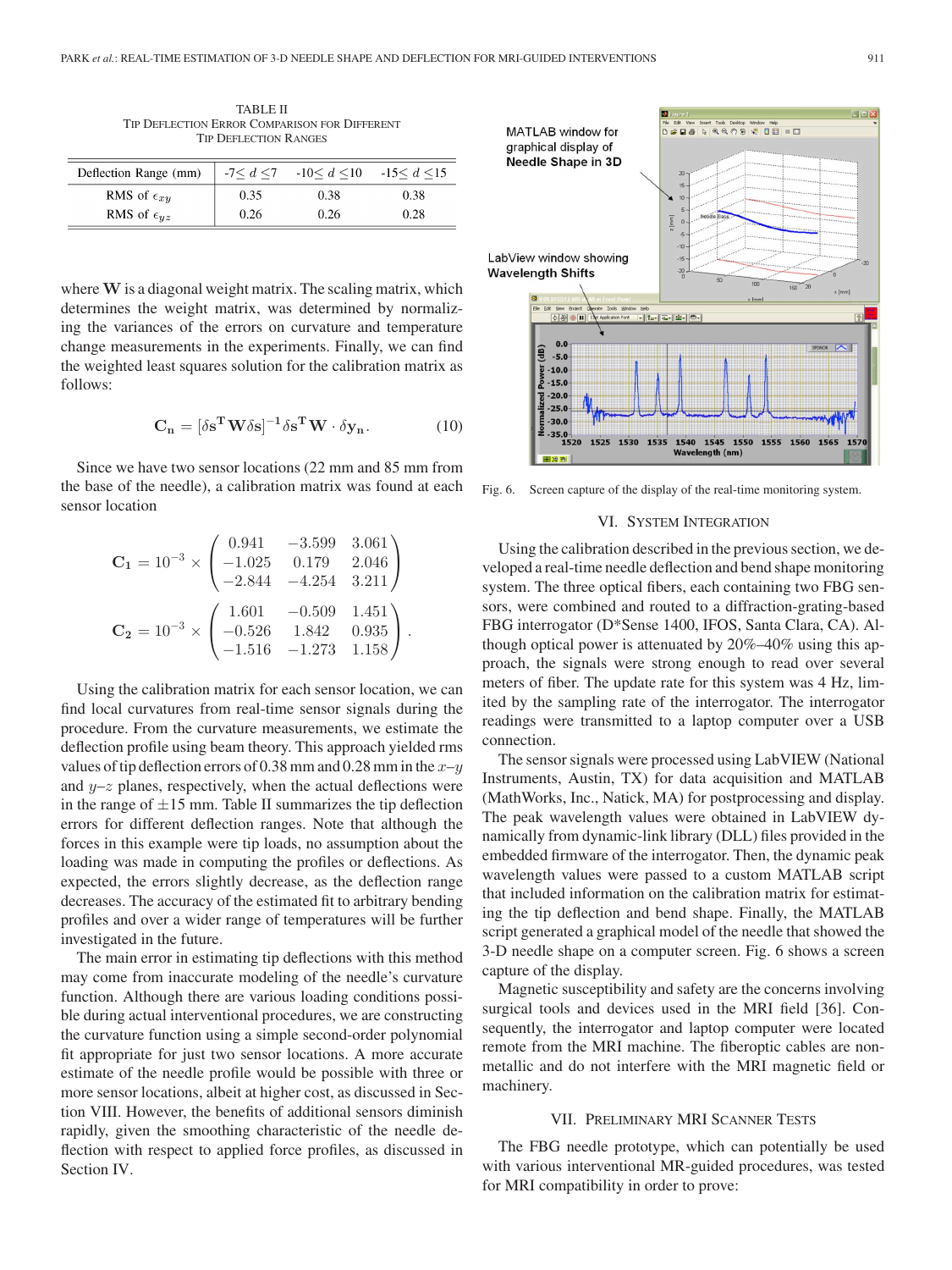TABLE II
TIP DEFLECTION ERROR COMPARISON FOR DIFFERENT TIP DEFLECTION RANGES

| Deflection Range (mm) | $-7 \leq d \leq 7$ | $-10 \leq d \leq 10$ | $-15 \leq d \leq 15$ |
|---|---|---|---|
| RMS of $\epsilon_{xy}$ | 0.35 | 0.38 | 0.38 |
| RMS of $\epsilon_{yz}$ | 0.26 | 0.26 | 0.28 |

where $\mathbf{W}$ is a diagonal weight matrix. The scaling matrix, which determines the weight matrix, was determined by normalizing the variances of the errors on curvature and temperature change measurements in the experiments. Finally, we can find the weighted least squares solution for the calibration matrix as follows:

$$\mathbf{C_n} = [\delta \mathbf{s^T} \mathbf{W} \delta \mathbf{s}]^{-1} \delta \mathbf{s^T} \mathbf{W} \cdot \delta \mathbf{y_n}. \tag{10}$$

Since we have two sensor locations (22 mm and 85 mm from the base of the needle), a calibration matrix was found at each sensor location

$$\mathbf{C_1} = 10^{-3} \times \begin{pmatrix} 0.941 & -3.599 & 3.061 \\ -1.025 & 0.179 & 2.046 \\ -2.844 & -4.254 & 3.211 \end{pmatrix}$$

$$\mathbf{C_2} = 10^{-3} \times \begin{pmatrix} 1.601 & -0.509 & 1.451 \\ -0.526 & 1.842 & 0.935 \\ -1.516 & -1.273 & 1.158 \end{pmatrix}.$$

Using the calibration matrix for each sensor location, we can find local curvatures from real-time sensor signals during the procedure. From the curvature measurements, we estimate the deflection profile using beam theory. This approach yielded rms values of tip deflection errors of 0.38 mm and 0.28 mm in the $x$–$y$ and $y$–$z$ planes, respectively, when the actual deflections were in the range of $\pm 15$ mm. Table II summarizes the tip deflection errors for different deflection ranges. Note that although the forces in this example were tip loads, no assumption about the loading was made in computing the profiles or deflections. As expected, the errors slightly decrease, as the deflection range decreases. The accuracy of the estimated fit to arbitrary bending profiles and over a wider range of temperatures will be further investigated in the future.

The main error in estimating tip deflections with this method may come from inaccurate modeling of the needle's curvature function. Although there are various loading conditions possible during actual interventional procedures, we are constructing the curvature function using a simple second-order polynomial fit appropriate for just two sensor locations. A more accurate estimate of the needle profile would be possible with three or more sensor locations, albeit at higher cost, as discussed in Section VIII. However, the benefits of additional sensors diminish rapidly, given the smoothing characteristic of the needle deflection with respect to applied force profiles, as discussed in Section IV.

MATLAB window for graphical display of Needle Shape in 3D

LabView window showing Wavelength Shifts

Fig. 6. Screen capture of the display of the real-time monitoring system.

## VI. System Integration

Using the calibration described in the previous section, we developed a real-time needle deflection and bend shape monitoring system. The three optical fibers, each containing two FBG sensors, were combined and routed to a diffraction-grating-based FBG interrogator (D*Sense 1400, IFOS, Santa Clara, CA). Although optical power is attenuated by 20%–40% using this approach, the signals were strong enough to read over several meters of fiber. The update rate for this system was 4 Hz, limited by the sampling rate of the interrogator. The interrogator readings were transmitted to a laptop computer over a USB connection.

The sensor signals were processed using LabVIEW (National Instruments, Austin, TX) for data acquisition and MATLAB (MathWorks, Inc., Natick, MA) for postprocessing and display. The peak wavelength values were obtained in LabVIEW dynamically from dynamic-link library (DLL) files provided in the embedded firmware of the interrogator. Then, the dynamic peak wavelength values were passed to a custom MATLAB script that included information on the calibration matrix for estimating the tip deflection and bend shape. Finally, the MATLAB script generated a graphical model of the needle that showed the 3-D needle shape on a computer screen. Fig. 6 shows a screen capture of the display.

Magnetic susceptibility and safety are the concerns involving surgical tools and devices used in the MRI field [36]. Consequently, the interrogator and laptop computer were located remote from the MRI machine. The fiberoptic cables are nonmetallic and do not interfere with the MRI magnetic field or machinery.

## VII. Preliminary MRI Scanner Tests

The FBG needle prototype, which can potentially be used with various interventional MR-guided procedures, was tested for MRI compatibility in order to prove: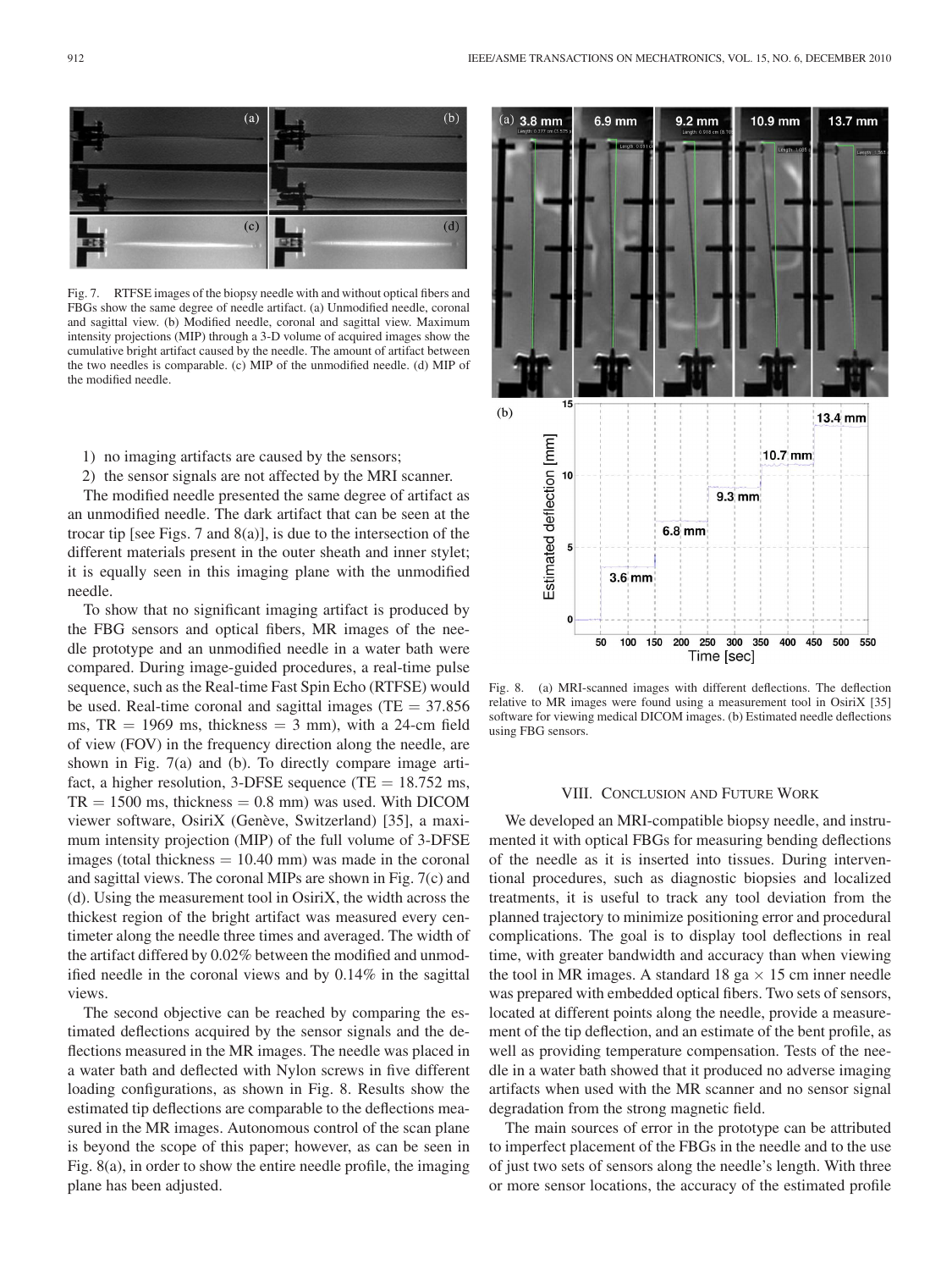Fig. 7. RTFSE images of the biopsy needle with and without optical fibers and FBGs show the same degree of needle artifact. (a) Unmodified needle, coronal and sagittal view. (b) Modified needle, coronal and sagittal view. Maximum intensity projections (MIP) through a 3-D volume of acquired images show the cumulative bright artifact caused by the needle. The amount of artifact between the two needles is comparable. (c) MIP of the unmodified needle. (d) MIP of the modified needle.

1) no imaging artifacts are caused by the sensors;
2) the sensor signals are not affected by the MRI scanner.

The modified needle presented the same degree of artifact as an unmodified needle. The dark artifact that can be seen at the trocar tip [see Figs. 7 and 8(a)], is due to the intersection of the different materials present in the outer sheath and inner stylet; it is equally seen in this imaging plane with the unmodified needle.

To show that no significant imaging artifact is produced by the FBG sensors and optical fibers, MR images of the needle prototype and an unmodified needle in a water bath were compared. During image-guided procedures, a real-time pulse sequence, such as the Real-time Fast Spin Echo (RTFSE) would be used. Real-time coronal and sagittal images (TE = 37.856 ms, TR = 1969 ms, thickness = 3 mm), with a 24-cm field of view (FOV) in the frequency direction along the needle, are shown in Fig. 7(a) and (b). To directly compare image artifact, a higher resolution, 3-DFSE sequence (TE = 18.752 ms, TR = 1500 ms, thickness = 0.8 mm) was used. With DICOM viewer software, OsiriX (Genève, Switzerland) [35], a maximum intensity projection (MIP) of the full volume of 3-DFSE images (total thickness = 10.40 mm) was made in the coronal and sagittal views. The coronal MIPs are shown in Fig. 7(c) and (d). Using the measurement tool in OsiriX, the width across the thickest region of the bright artifact was measured every centimeter along the needle three times and averaged. The width of the artifact differed by 0.02% between the modified and unmodified needle in the coronal views and by 0.14% in the sagittal views.

The second objective can be reached by comparing the estimated deflections acquired by the sensor signals and the deflections measured in the MR images. The needle was placed in a water bath and deflected with Nylon screws in five different loading configurations, as shown in Fig. 8. Results show the estimated tip deflections are comparable to the deflections measured in the MR images. Autonomous control of the scan plane is beyond the scope of this paper; however, as can be seen in Fig. 8(a), in order to show the entire needle profile, the imaging plane has been adjusted.

Fig. 8. (a) MRI-scanned images with different deflections. The deflection relative to MR images were found using a measurement tool in OsiriX [35] software for viewing medical DICOM images. (b) Estimated needle deflections using FBG sensors.

## VIII. Conclusion and Future Work

We developed an MRI-compatible biopsy needle, and instrumented it with optical FBGs for measuring bending deflections of the needle as it is inserted into tissues. During interventional procedures, such as diagnostic biopsies and localized treatments, it is useful to track any tool deviation from the planned trajectory to minimize positioning error and procedural complications. The goal is to display tool deflections in real time, with greater bandwidth and accuracy than when viewing the tool in MR images. A standard 18 ga × 15 cm inner needle was prepared with embedded optical fibers. Two sets of sensors, located at different points along the needle, provide a measurement of the tip deflection, and an estimate of the bent profile, as well as providing temperature compensation. Tests of the needle in a water bath showed that it produced no adverse imaging artifacts when used with the MR scanner and no sensor signal degradation from the strong magnetic field.

The main sources of error in the prototype can be attributed to imperfect placement of the FBGs in the needle and to the use of just two sets of sensors along the needle's length. With three or more sensor locations, the accuracy of the estimated profile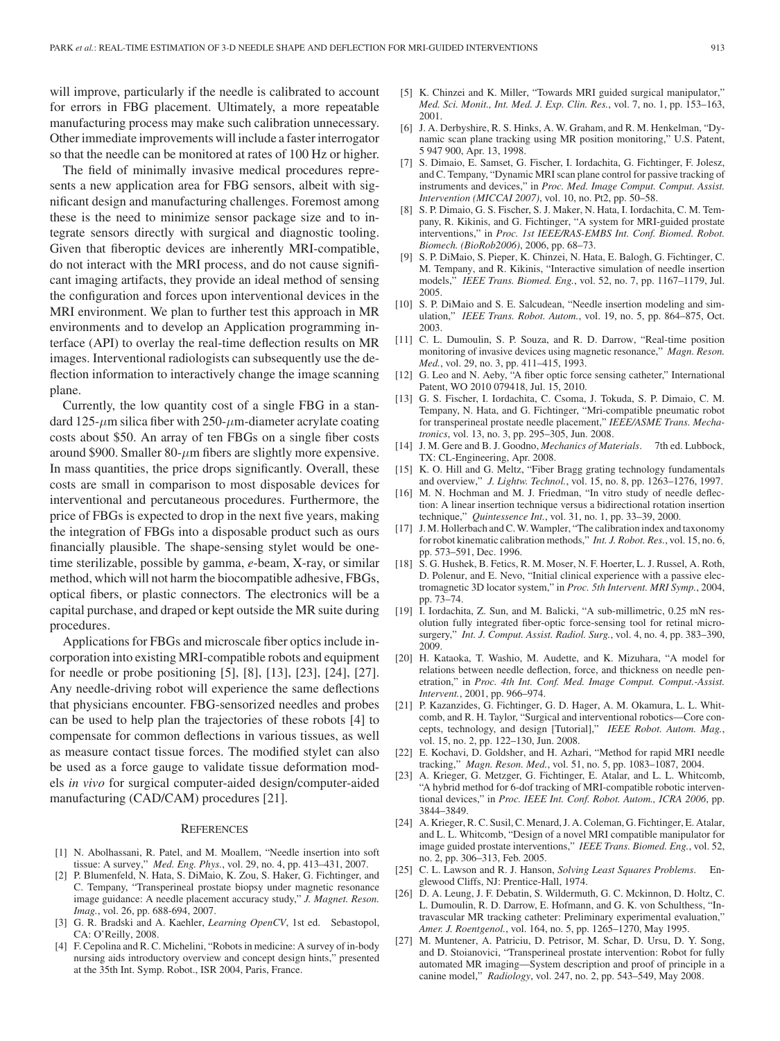will improve, particularly if the needle is calibrated to account for errors in FBG placement. Ultimately, a more repeatable manufacturing process may make such calibration unnecessary. Other immediate improvements will include a faster interrogator so that the needle can be monitored at rates of 100 Hz or higher.

The field of minimally invasive medical procedures represents a new application area for FBG sensors, albeit with significant design and manufacturing challenges. Foremost among these is the need to minimize sensor package size and to integrate sensors directly with surgical and diagnostic tooling. Given that fiberoptic devices are inherently MRI-compatible, do not interact with the MRI process, and do not cause significant imaging artifacts, they provide an ideal method of sensing the configuration and forces upon interventional devices in the MRI environment. We plan to further test this approach in MR environments and to develop an Application programming interface (API) to overlay the real-time deflection results on MR images. Interventional radiologists can subsequently use the deflection information to interactively change the image scanning plane.

Currently, the low quantity cost of a single FBG in a standard 125-$\mu$m silica fiber with 250-$\mu$m-diameter acrylate coating costs about \$50. An array of ten FBGs on a single fiber costs around \$900. Smaller 80-$\mu$m fibers are slightly more expensive. In mass quantities, the price drops significantly. Overall, these costs are small in comparison to most disposable devices for interventional and percutaneous procedures. Furthermore, the price of FBGs is expected to drop in the next five years, making the integration of FBGs into a disposable product such as ours financially plausible. The shape-sensing stylet would be one-time sterilizable, possible by gamma, *e*-beam, X-ray, or similar method, which will not harm the biocompatible adhesive, FBGs, optical fibers, or plastic connectors. The electronics will be a capital purchase, and draped or kept outside the MR suite during procedures.

Applications for FBGs and microscale fiber optics include incorporation into existing MRI-compatible robots and equipment for needle or probe positioning [5], [8], [13], [23], [24], [27]. Any needle-driving robot will experience the same deflections that physicians encounter. FBG-sensorized needles and probes can be used to help plan the trajectories of these robots [4] to compensate for common deflections in various tissues, as well as measure contact tissue forces. The modified stylet can also be used as a force gauge to validate tissue deformation models *in vivo* for surgical computer-aided design/computer-aided manufacturing (CAD/CAM) procedures [21].

## References

[1] N. Abolhassani, R. Patel, and M. Moallem, "Needle insertion into soft tissue: A survey," *Med. Eng. Phys.*, vol. 29, no. 4, pp. 413–431, 2007.

[2] P. Blumenfeld, N. Hata, S. DiMaio, K. Zou, S. Haker, G. Fichtinger, and C. Tempany, "Transperineal prostate biopsy under magnetic resonance image guidance: A needle placement accuracy study," *J. Magnet. Reson. Imag.*, vol. 26, pp. 688-694, 2007.

[3] G. R. Bradski and A. Kaehler, *Learning OpenCV*, 1st ed. Sebastopol, CA: O'Reilly, 2008.

[4] F. Cepolina and R. C. Michelini, "Robots in medicine: A survey of in-body nursing aids introductory overview and concept design hints," presented at the 35th Int. Symp. Robot., ISR 2004, Paris, France.

[5] K. Chinzei and K. Miller, "Towards MRI guided surgical manipulator," *Med. Sci. Monit., Int. Med. J. Exp. Clin. Res.*, vol. 7, no. 1, pp. 153–163, 2001.

[6] J. A. Derbyshire, R. S. Hinks, A. W. Graham, and R. M. Henkelman, "Dynamic scan plane tracking using MR position monitoring," U.S. Patent, 5 947 900, Apr. 13, 1998.

[7] S. Dimaio, E. Samset, G. Fischer, I. Iordachita, G. Fichtinger, F. Jolesz, and C. Tempany, "Dynamic MRI scan plane control for passive tracking of instruments and devices," in *Proc. Med. Image Comput. Comput. Assist. Intervention (MICCAI 2007)*, vol. 10, no. Pt2, pp. 50–58.

[8] S. P. Dimaio, G. S. Fischer, S. J. Maker, N. Hata, I. Iordachita, C. M. Tempany, R. Kikinis, and G. Fichtinger, "A system for MRI-guided prostate interventions," in *Proc. 1st IEEE/RAS-EMBS Int. Conf. Biomed. Robot. Biomech. (BioRob2006)*, 2006, pp. 68–73.

[9] S. P. DiMaio, S. Pieper, K. Chinzei, N. Hata, E. Balogh, G. Fichtinger, C. M. Tempany, and R. Kikinis, "Interactive simulation of needle insertion models," *IEEE Trans. Biomed. Eng.*, vol. 52, no. 7, pp. 1167–1179, Jul. 2005.

[10] S. P. DiMaio and S. E. Salcudean, "Needle insertion modeling and simulation," *IEEE Trans. Robot. Autom.*, vol. 19, no. 5, pp. 864–875, Oct. 2003.

[11] C. L. Dumoulin, S. P. Souza, and R. D. Darrow, "Real-time position monitoring of invasive devices using magnetic resonance," *Magn. Reson. Med.*, vol. 29, no. 3, pp. 411–415, 1993.

[12] G. Leo and N. Aeby, "A fiber optic force sensing catheter," International Patent, WO 2010 079418, Jul. 15, 2010.

[13] G. S. Fischer, I. Iordachita, C. Csoma, J. Tokuda, S. P. Dimaio, C. M. Tempany, N. Hata, and G. Fichtinger, "Mri-compatible pneumatic robot for transperineal prostate needle placement," *IEEE/ASME Trans. Mechatronics*, vol. 13, no. 3, pp. 295–305, Jun. 2008.

[14] J. M. Gere and B. J. Goodno, *Mechanics of Materials*. 7th ed. Lubbock, TX: CL-Engineering, Apr. 2008.

[15] K. O. Hill and G. Meltz, "Fiber Bragg grating technology fundamentals and overview," *J. Lightw. Technol.*, vol. 15, no. 8, pp. 1263–1276, 1997.

[16] M. N. Hochman and M. J. Friedman, "In vitro study of needle deflection: A linear insertion technique versus a bidirectional rotation insertion technique," *Quintessence Int.*, vol. 31, no. 1, pp. 33–39, 2000.

[17] J. M. Hollerbach and C. W. Wampler, "The calibration index and taxonomy for robot kinematic calibration methods," *Int. J. Robot. Res.*, vol. 15, no. 6, pp. 573–591, Dec. 1996.

[18] S. G. Hushek, B. Fetics, R. M. Moser, N. F. Hoerter, L. J. Russel, A. Roth, D. Polenur, and E. Nevo, "Initial clinical experience with a passive electromagnetic 3D locator system," in *Proc. 5th Intervent. MRI Symp.*, 2004, pp. 73–74.

[19] I. Iordachita, Z. Sun, and M. Balicki, "A sub-millimetric, 0.25 mN resolution fully integrated fiber-optic force-sensing tool for retinal microsurgery," *Int. J. Comput. Assist. Radiol. Surg.*, vol. 4, no. 4, pp. 383–390, 2009.

[20] H. Kataoka, T. Washio, M. Audette, and K. Mizuhara, "A model for relations between needle deflection, force, and thickness on needle penetration," in *Proc. 4th Int. Conf. Med. Image Comput. Comput.-Assist. Intervent.*, 2001, pp. 966–974.

[21] P. Kazanzides, G. Fichtinger, G. D. Hager, A. M. Okamura, L. L. Whitcomb, and R. H. Taylor, "Surgical and interventional robotics—Core concepts, technology, and design [Tutorial]," *IEEE Robot. Autom. Mag.*, vol. 15, no. 2, pp. 122–130, Jun. 2008.

[22] E. Kochavi, D. Goldsher, and H. Azhari, "Method for rapid MRI needle tracking," *Magn. Reson. Med.*, vol. 51, no. 5, pp. 1083–1087, 2004.

[23] A. Krieger, G. Metzger, G. Fichtinger, E. Atalar, and L. L. Whitcomb, "A hybrid method for 6-dof tracking of MRI-compatible robotic interventional devices," in *Proc. IEEE Int. Conf. Robot. Autom., ICRA 2006*, pp. 3844–3849.

[24] A. Krieger, R. C. Susil, C. Menard, J. A. Coleman, G. Fichtinger, E. Atalar, and L. L. Whitcomb, "Design of a novel MRI compatible manipulator for image guided prostate interventions," *IEEE Trans. Biomed. Eng.*, vol. 52, no. 2, pp. 306–313, Feb. 2005.

[25] C. L. Lawson and R. J. Hanson, *Solving Least Squares Problems*. Englewood Cliffs, NJ: Prentice-Hall, 1974.

[26] D. A. Leung, J. F. Debatin, S. Wildermuth, G. C. Mckinnon, D. Holtz, C. L. Dumoulin, R. D. Darrow, E. Hofmann, and G. K. von Schulthess, "Intravascular MR tracking catheter: Preliminary experimental evaluation," *Amer. J. Roentgenol.*, vol. 164, no. 5, pp. 1265–1270, May 1995.

[27] M. Muntener, A. Patriciu, D. Petrisor, M. Schar, D. Ursu, D. Y. Song, and D. Stoianovici, "Transperineal prostate intervention: Robot for fully automated MR imaging—System description and proof of principle in a canine model," *Radiology*, vol. 247, no. 2, pp. 543–549, May 2008.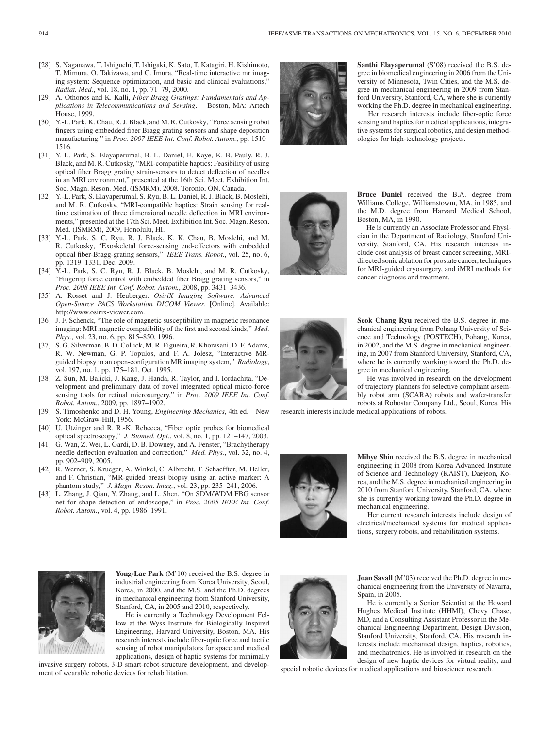[28] S. Naganawa, T. Ishiguchi, T. Ishigaki, K. Sato, T. Katagiri, H. Kishimoto, T. Mimura, O. Takizawa, and C. Imura, "Real-time interactive mr imaging system: Sequence optimization, and basic and clinical evaluations," *Radiat. Med.*, vol. 18, no. 1, pp. 71–79, 2000.

[29] A. Othonos and K. Kalli, *Fiber Bragg Gratings: Fundamentals and Applications in Telecommunications and Sensing*. Boston, MA: Artech House, 1999.

[30] Y.-L. Park, K. Chau, R. J. Black, and M. R. Cutkosky, "Force sensing robot fingers using embedded fiber Bragg grating sensors and shape deposition manufacturing," in *Proc. 2007 IEEE Int. Conf. Robot. Autom.*, pp. 1510–1516.

[31] Y.-L. Park, S. Elayaperumal, B. L. Daniel, E. Kaye, K. B. Pauly, R. J. Black, and M. R. Cutkosky, "MRI-compatible haptics: Feasibility of using optical fiber Bragg grating strain-sensors to detect deflection of needles in an MRI environment," presented at the 16th Sci. Meet. Exhibition Int. Soc. Magn. Reson. Med. (ISMRM), 2008, Toronto, ON, Canada.

[32] Y.-L. Park, S. Elayaperumal, S. Ryu, B. L. Daniel, R. J. Black, B. Moslehi, and M. R. Cutkosky, "MRI-compatible haptics: Strain sensing for real-time estimation of three dimensional needle deflection in MRI environments," presented at the 17th Sci. Meet. Exhibition Int. Soc. Magn. Reson. Med. (ISMRM), 2009, Honolulu, HI.

[33] Y.-L. Park, S. C. Ryu, R. J. Black, K. K. Chau, B. Moslehi, and M. R. Cutkosky, "Exoskeletal force-sensing end-effectors with embedded optical fiber-Bragg-grating sensors," *IEEE Trans. Robot.*, vol. 25, no. 6, pp. 1319–1331, Dec. 2009.

[34] Y.-L. Park, S. C. Ryu, R. J. Black, B. Moslehi, and M. R. Cutkosky, "Fingertip force control with embedded fiber Bragg grating sensors," in *Proc. 2008 IEEE Int. Conf. Robot. Autom.*, 2008, pp. 3431–3436.

[35] A. Rosset and J. Heuberger. *OsiriX Imaging Software: Advanced Open-Source PACS Workstation DICOM Viewer*. [Online]. Available: http://www.osirix-viewer.com.

[36] J. F. Schenck, "The role of magnetic susceptibility in magnetic resonance imaging: MRI magnetic compatibility of the first and second kinds," *Med. Phys.*, vol. 23, no. 6, pp. 815–850, 1996.

[37] S. G. Silverman, B. D. Collick, M. R. Figueira, R. Khorasani, D. F. Adams, R. W. Newman, G. P. Topulos, and F. A. Jolesz, "Interactive MR-guided biopsy in an open-configuration MR imaging system," *Radiology*, vol. 197, no. 1, pp. 175–181, Oct. 1995.

[38] Z. Sun, M. Balicki, J. Kang, J. Handa, R. Taylor, and I. Iordachita, "Development and preliminary data of novel integrated optical micro-force sensing tools for retinal microsurgery," in *Proc. 2009 IEEE Int. Conf. Robot. Autom.*, 2009, pp. 1897–1902.

[39] S. Timoshenko and D. H. Young, *Engineering Mechanics*, 4th ed. New York: McGraw-Hill, 1956.

[40] U. Utzinger and R. R.-K. Rebecca, "Fiber optic probes for biomedical optical spectroscopy," *J. Biomed. Opt.*, vol. 8, no. 1, pp. 121–147, 2003.

[41] G. Wan, Z. Wei, L. Gardi, D. B. Downey, and A. Fenster, "Brachytherapy needle deflection evaluation and correction," *Med. Phys.*, vol. 32, no. 4, pp. 902–909, 2005.

[42] R. Werner, S. Krueger, A. Winkel, C. Albrecht, T. Schaeffter, M. Heller, and F. Christian, "MR-guided breast biopsy using an active marker: A phantom study," *J. Magn. Reson. Imag.*, vol. 23, pp. 235–241, 2006.

[43] L. Zhang, J. Qian, Y. Zhang, and L. Shen, "On SDM/WDM FBG sensor net for shape detection of endoscope," in *Proc. 2005 IEEE Int. Conf. Robot. Autom.*, vol. 4, pp. 1986–1991.

**Yong-Lae Park** (M'10) received the B.S. degree in industrial engineering from Korea University, Seoul, Korea, in 2000, and the M.S. and the Ph.D. degrees in mechanical engineering from Stanford University, Stanford, CA, in 2005 and 2010, respectively.

He is currently a Technology Development Fellow at the Wyss Institute for Biologically Inspired Engineering, Harvard University, Boston, MA. His research interests include fiber-optic force and tactile sensing of robot manipulators for space and medical applications, design of haptic systems for minimally invasive surgery robots, 3-D smart-robot-structure development, and development of wearable robotic devices for rehabilitation.

**Santhi Elayaperumal** (S'08) received the B.S. degree in biomedical engineering in 2006 from the University of Minnesota, Twin Cities, and the M.S. degree in mechanical engineering in 2009 from Stanford University, Stanford, CA, where she is currently working the Ph.D. degree in mechanical engineering.

Her research interests include fiber-optic force sensing and haptics for medical applications, integrative systems for surgical robotics, and design methodologies for high-technology projects.

**Bruce Daniel** received the B.A. degree from Williams College, Williamstowm, MA, in 1985, and the M.D. degree from Harvard Medical School, Boston, MA, in 1990.

He is currently an Associate Professor and Physician in the Department of Radiology, Stanford University, Stanford, CA. His research interests include cost analysis of breast cancer screening, MRI-directed sonic ablation for prostate cancer, techniques for MRI-guided cryosurgery, and iMRI methods for cancer diagnosis and treatment.

**Seok Chang Ryu** received the B.S. degree in mechanical engineering from Pohang University of Science and Technology (POSTECH), Pohang, Korea, in 2002, and the M.S. degree in mechanical engineering, in 2007 from Stanford University, Stanford, CA, where he is currently working toward the Ph.D. degree in mechanical engineering.

He was involved in research on the development of trajectory planners for selective compliant assembly robot arm (SCARA) robots and wafer-transfer robots at Robostar Company Ltd., Seoul, Korea. His research interests include medical applications of robots.

**Mihye Shin** received the B.S. degree in mechanical engineering in 2008 from Korea Advanced Institute of Science and Technology (KAIST), Daejeon, Korea, and the M.S. degree in mechanical engineering in 2010 from Stanford University, Stanford, CA, where she is currently working toward the Ph.D. degree in mechanical engineering.

Her current research interests include design of electrical/mechanical systems for medical applications, surgery robots, and rehabilitation systems.

**Joan Savall** (M'03) received the Ph.D. degree in mechanical engineering from the University of Navarra, Spain, in 2005.

He is currently a Senior Scientist at the Howard Hughes Medical Institute (HHMI), Chevy Chase, MD, and a Consulting Assistant Professor in the Mechanical Engineering Department, Design Division, Stanford University, Stanford, CA. His research interests include mechanical design, haptics, robotics, and mechatronics. He is involved in research on the design of new haptic devices for virtual reality, and special robotic devices for medical applications and bioscience research.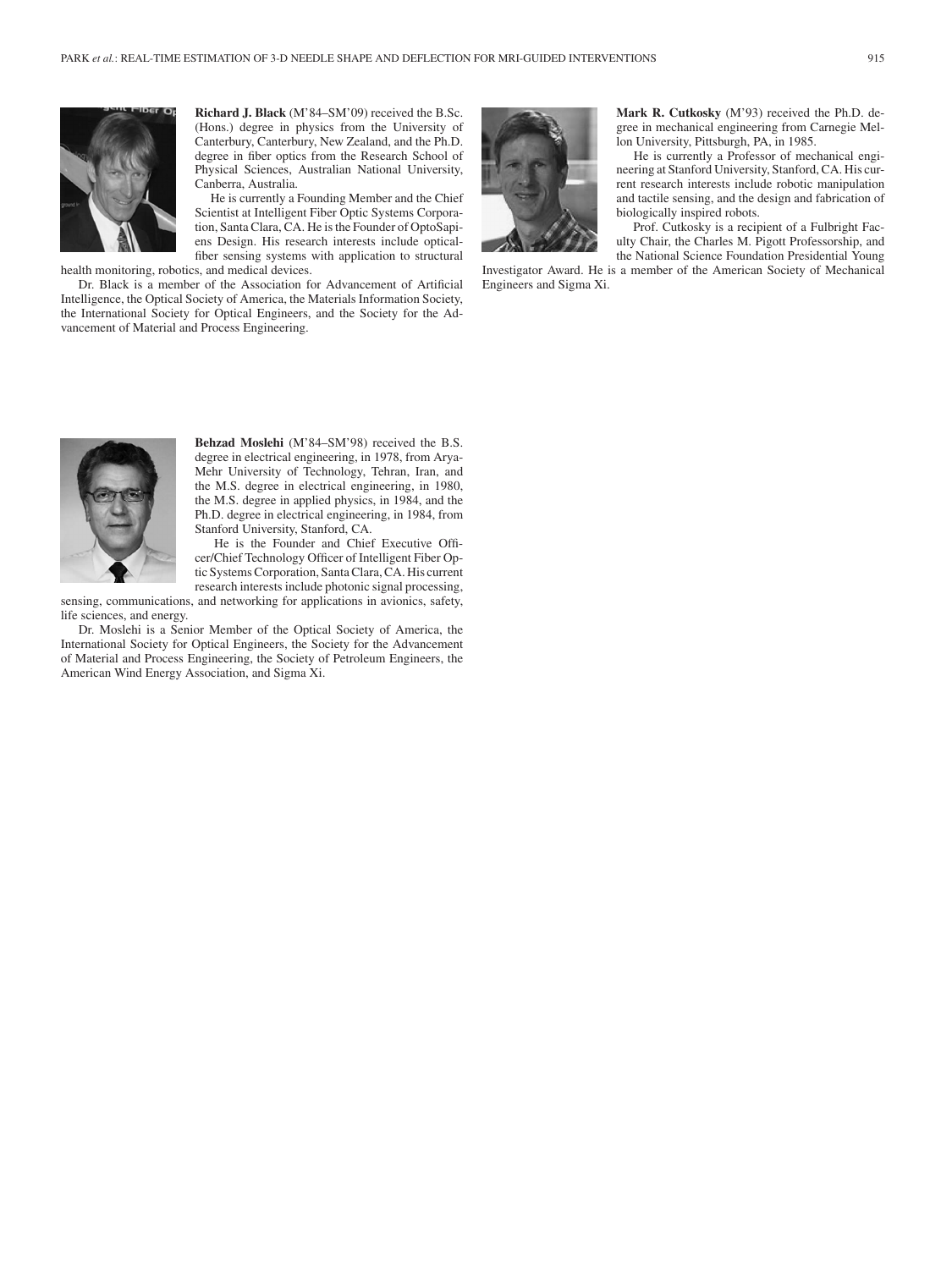**Richard J. Black** (M'84–SM'09) received the B.Sc. (Hons.) degree in physics from the University of Canterbury, Canterbury, New Zealand, and the Ph.D. degree in fiber optics from the Research School of Physical Sciences, Australian National University, Canberra, Australia.

He is currently a Founding Member and the Chief Scientist at Intelligent Fiber Optic Systems Corporation, Santa Clara, CA. He is the Founder of OptoSapiens Design. His research interests include optical-fiber sensing systems with application to structural health monitoring, robotics, and medical devices.

Dr. Black is a member of the Association for Advancement of Artificial Intelligence, the Optical Society of America, the Materials Information Society, the International Society for Optical Engineers, and the Society for the Advancement of Material and Process Engineering.

**Behzad Moslehi** (M'84–SM'98) received the B.S. degree in electrical engineering, in 1978, from Arya-Mehr University of Technology, Tehran, Iran, and the M.S. degree in electrical engineering, in 1980, the M.S. degree in applied physics, in 1984, and the Ph.D. degree in electrical engineering, in 1984, from Stanford University, Stanford, CA.

He is the Founder and Chief Executive Officer/Chief Technology Officer of Intelligent Fiber Optic Systems Corporation, Santa Clara, CA. His current research interests include photonic signal processing, sensing, communications, and networking for applications in avionics, safety, life sciences, and energy.

Dr. Moslehi is a Senior Member of the Optical Society of America, the International Society for Optical Engineers, the Society for the Advancement of Material and Process Engineering, the Society of Petroleum Engineers, the American Wind Energy Association, and Sigma Xi.

**Mark R. Cutkosky** (M'93) received the Ph.D. degree in mechanical engineering from Carnegie Mellon University, Pittsburgh, PA, in 1985.

He is currently a Professor of mechanical engineering at Stanford University, Stanford, CA. His current research interests include robotic manipulation and tactile sensing, and the design and fabrication of biologically inspired robots.

Prof. Cutkosky is a recipient of a Fulbright Faculty Chair, the Charles M. Pigott Professorship, and the National Science Foundation Presidential Young Investigator Award. He is a member of the American Society of Mechanical Engineers and Sigma Xi.